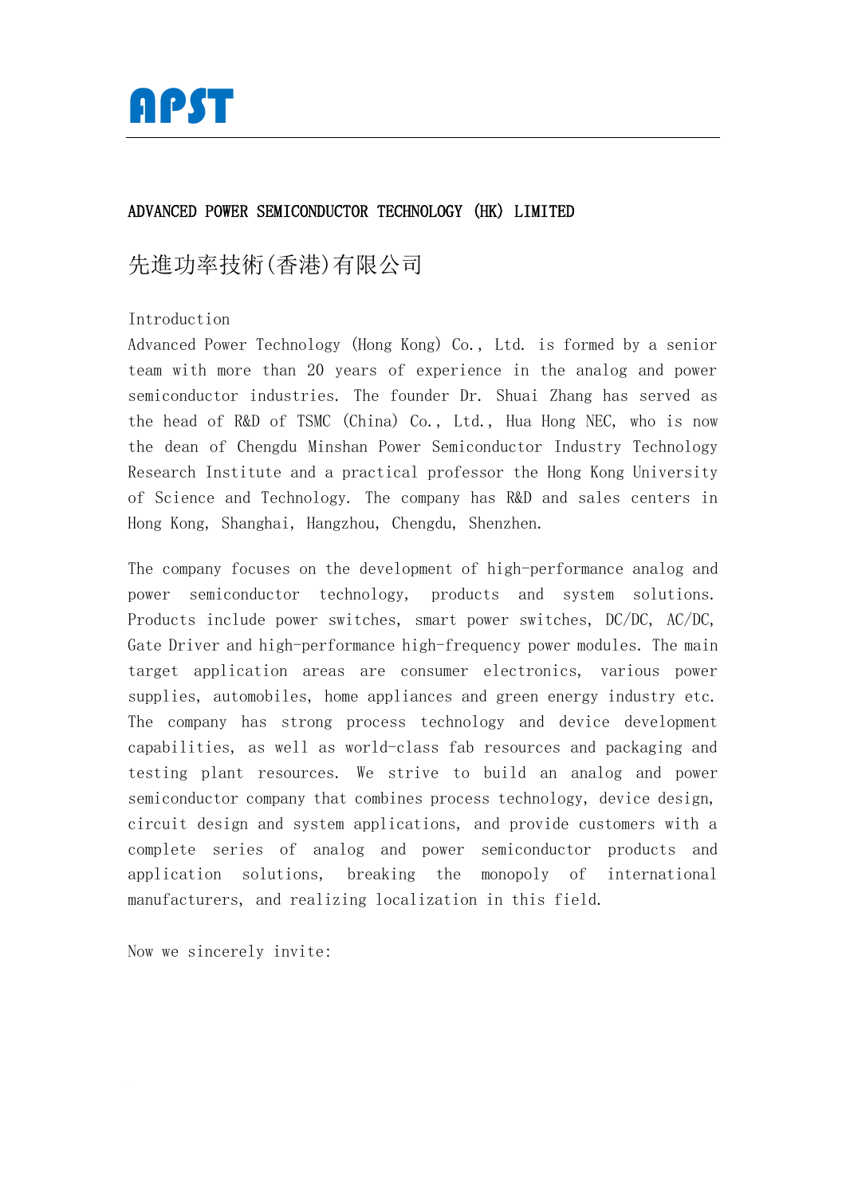**APST**

## ADVANCED POWER SEMICONDUCTOR TECHNOLOGY (HK) LIMITED

## 先進功率技術(香港)有限公司

Introduction

Advanced Power Technology (Hong Kong) Co., Ltd. is formed by a senior team with more than 20 years of experience in the analog and power semiconductor industries. The founder Dr. Shuai Zhang has served as the head of R&D of TSMC (China) Co., Ltd., Hua Hong NEC, who is now the dean of Chengdu Minshan Power Semiconductor Industry Technology Research Institute and a practical professor the Hong Kong University of Science and Technology. The company has R&D and sales centers in Hong Kong, Shanghai, Hangzhou, Chengdu, Shenzhen.

The company focuses on the development of high-performance analog and power semiconductor technology, products and system solutions. Products include power switches, smart power switches, DC/DC, AC/DC, Gate Driver and high-performance high-frequency power modules. The main target application areas are consumer electronics, various power supplies, automobiles, home appliances and green energy industry etc. The company has strong process technology and device development capabilities, as well as world-class fab resources and packaging and testing plant resources. We strive to build an analog and power semiconductor company that combines process technology, device design, circuit design and system applications, and provide customers with a complete series of analog and power semiconductor products and application solutions, breaking the monopoly of international manufacturers, and realizing localization in this field.

Now we sincerely invite: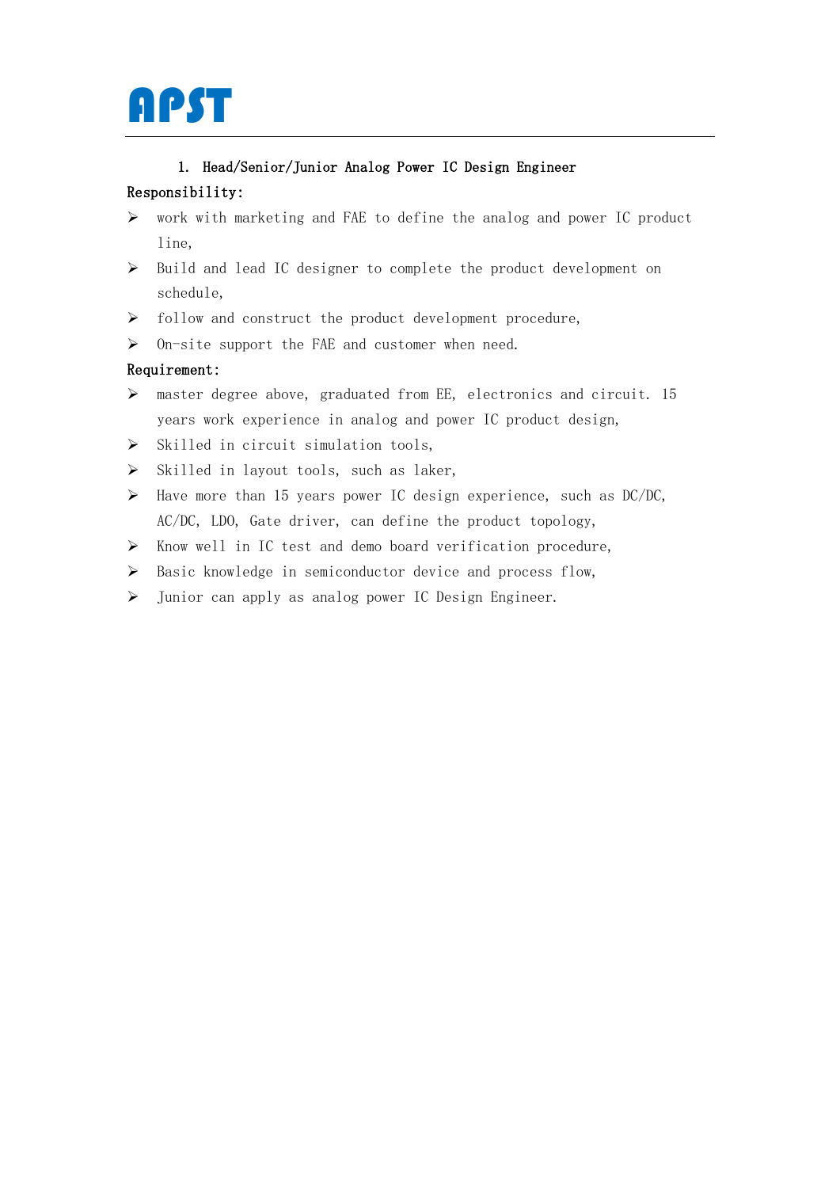APST

1. **Head/Senior/Junior Analog Power IC Design Engineer**

**Responsibility:**

- work with marketing and FAE to define the analog and power IC product line,
- Build and lead IC designer to complete the product development on schedule,
- follow and construct the product development procedure,
- On-site support the FAE and customer when need.

**Requirement:**

- master degree above, graduated from EE, electronics and circuit. 15 years work experience in analog and power IC product design,
- Skilled in circuit simulation tools,
- Skilled in layout tools, such as laker,
- Have more than 15 years power IC design experience, such as DC/DC, AC/DC, LDO, Gate driver, can define the product topology,
- Know well in IC test and demo board verification procedure,
- Basic knowledge in semiconductor device and process flow,
- Junior can apply as analog power IC Design Engineer.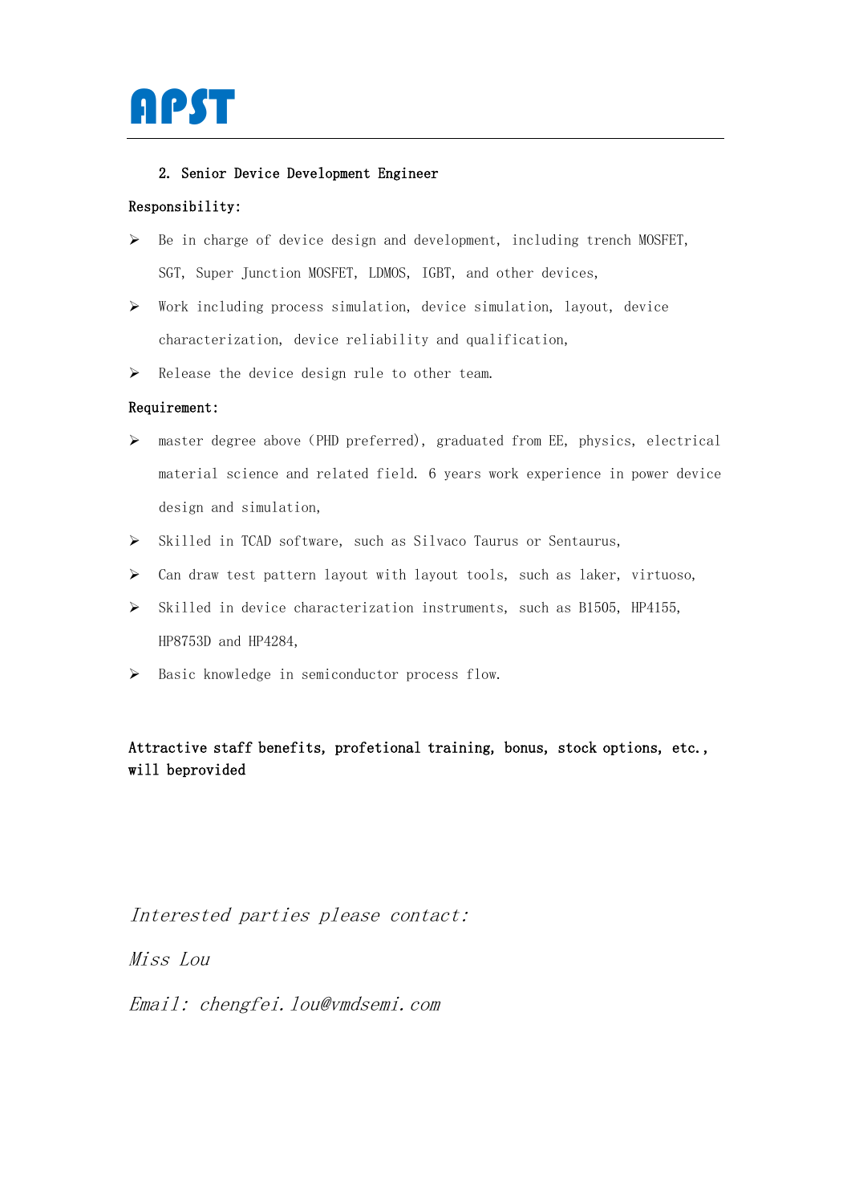**APST**

2. Senior Device Development Engineer

**Responsibility:**

- Be in charge of device design and development, including trench MOSFET, SGT, Super Junction MOSFET, LDMOS, IGBT, and other devices,
- Work including process simulation, device simulation, layout, device characterization, device reliability and qualification,
- Release the device design rule to other team.

**Requirement:**

- master degree above (PHD preferred), graduated from EE, physics, electrical material science and related field. 6 years work experience in power device design and simulation,
- Skilled in TCAD software, such as Silvaco Taurus or Sentaurus,
- Can draw test pattern layout with layout tools, such as laker, virtuoso,
- Skilled in device characterization instruments, such as B1505, HP4155, HP8753D and HP4284,
- Basic knowledge in semiconductor process flow.

**Attractive staff benefits, profetional training, bonus, stock options, etc., will beprovided**

*Interested parties please contact:*

*Miss Lou*

*Email: chengfei.lou@vmdsemi.com*